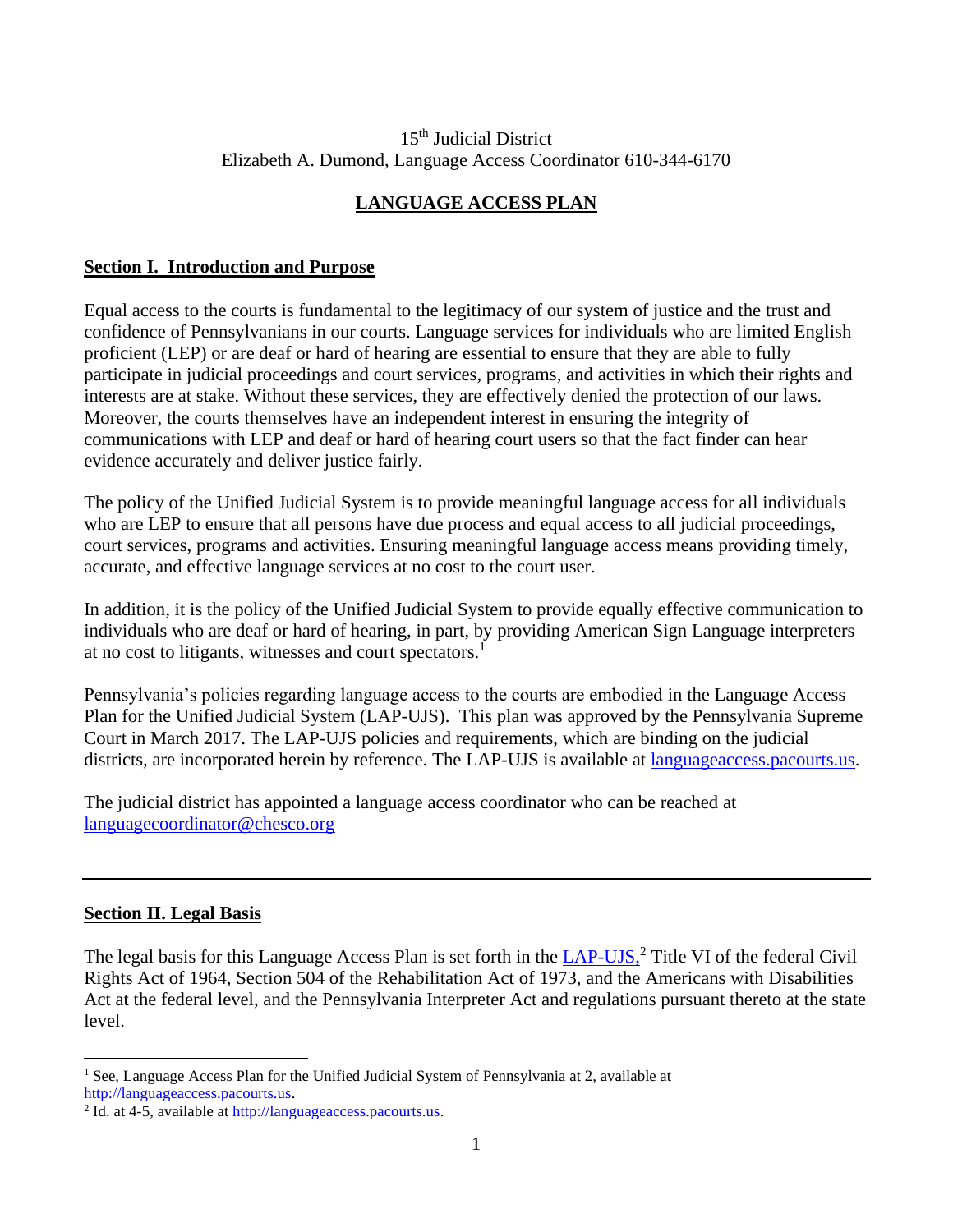15th Judicial District
Elizabeth A. Dumond, Language Access Coordinator 610-344-6170

# LANGUAGE ACCESS PLAN

## Section I. Introduction and Purpose

Equal access to the courts is fundamental to the legitimacy of our system of justice and the trust and confidence of Pennsylvanians in our courts. Language services for individuals who are limited English proficient (LEP) or are deaf or hard of hearing are essential to ensure that they are able to fully participate in judicial proceedings and court services, programs, and activities in which their rights and interests are at stake. Without these services, they are effectively denied the protection of our laws. Moreover, the courts themselves have an independent interest in ensuring the integrity of communications with LEP and deaf or hard of hearing court users so that the fact finder can hear evidence accurately and deliver justice fairly.

The policy of the Unified Judicial System is to provide meaningful language access for all individuals who are LEP to ensure that all persons have due process and equal access to all judicial proceedings, court services, programs and activities. Ensuring meaningful language access means providing timely, accurate, and effective language services at no cost to the court user.

In addition, it is the policy of the Unified Judicial System to provide equally effective communication to individuals who are deaf or hard of hearing, in part, by providing American Sign Language interpreters at no cost to litigants, witnesses and court spectators.[1]

Pennsylvania's policies regarding language access to the courts are embodied in the Language Access Plan for the Unified Judicial System (LAP-UJS). This plan was approved by the Pennsylvania Supreme Court in March 2017. The LAP-UJS policies and requirements, which are binding on the judicial districts, are incorporated herein by reference. The LAP-UJS is available at languageaccess.pacourts.us.

The judicial district has appointed a language access coordinator who can be reached at languagecoordinator@chesco.org

---

## Section II. Legal Basis

The legal basis for this Language Access Plan is set forth in the LAP-UJS,[2] Title VI of the federal Civil Rights Act of 1964, Section 504 of the Rehabilitation Act of 1973, and the Americans with Disabilities Act at the federal level, and the Pennsylvania Interpreter Act and regulations pursuant thereto at the state level.

---

[1] See, Language Access Plan for the Unified Judicial System of Pennsylvania at 2, available at http://languageaccess.pacourts.us.

[2] Id. at 4-5, available at http://languageaccess.pacourts.us.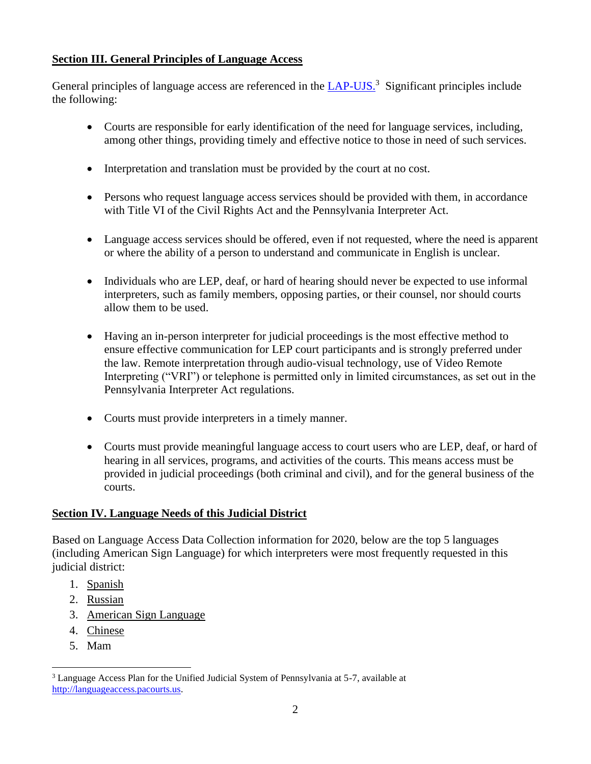## Section III. General Principles of Language Access

General principles of language access are referenced in the [LAP-UJS.][3] Significant principles include the following:

- Courts are responsible for early identification of the need for language services, including, among other things, providing timely and effective notice to those in need of such services.
- Interpretation and translation must be provided by the court at no cost.
- Persons who request language access services should be provided with them, in accordance with Title VI of the Civil Rights Act and the Pennsylvania Interpreter Act.
- Language access services should be offered, even if not requested, where the need is apparent or where the ability of a person to understand and communicate in English is unclear.
- Individuals who are LEP, deaf, or hard of hearing should never be expected to use informal interpreters, such as family members, opposing parties, or their counsel, nor should courts allow them to be used.
- Having an in-person interpreter for judicial proceedings is the most effective method to ensure effective communication for LEP court participants and is strongly preferred under the law. Remote interpretation through audio-visual technology, use of Video Remote Interpreting ("VRI") or telephone is permitted only in limited circumstances, as set out in the Pennsylvania Interpreter Act regulations.
- Courts must provide interpreters in a timely manner.
- Courts must provide meaningful language access to court users who are LEP, deaf, or hard of hearing in all services, programs, and activities of the courts. This means access must be provided in judicial proceedings (both criminal and civil), and for the general business of the courts.

## Section IV. Language Needs of this Judicial District

Based on Language Access Data Collection information for 2020, below are the top 5 languages (including American Sign Language) for which interpreters were most frequently requested in this judicial district:

1. Spanish
2. Russian
3. American Sign Language
4. Chinese
5. Mam

[3] Language Access Plan for the Unified Judicial System of Pennsylvania at 5-7, available at http://languageaccess.pacourts.us.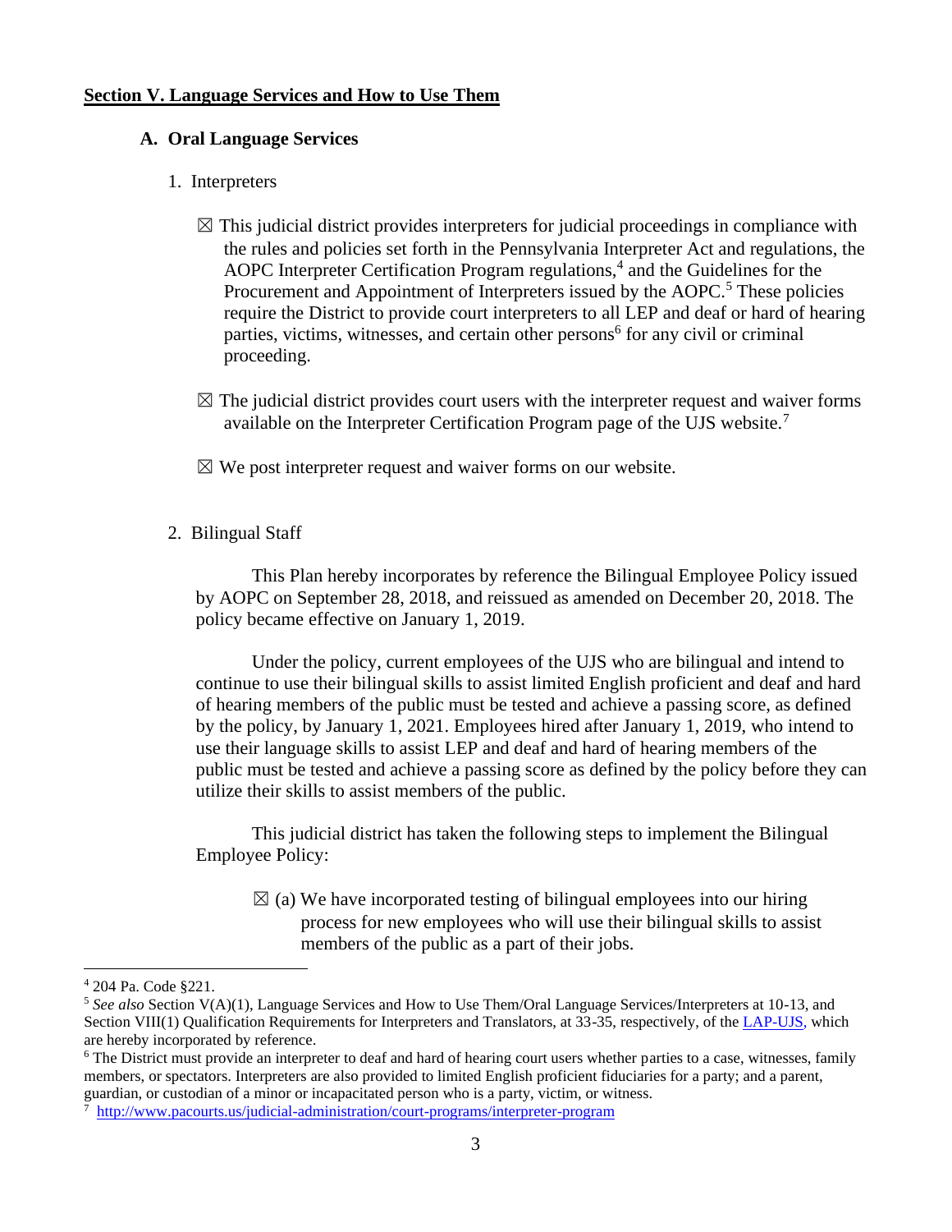## Section V. Language Services and How to Use Them

### A. Oral Language Services

1. Interpreters

☒ This judicial district provides interpreters for judicial proceedings in compliance with the rules and policies set forth in the Pennsylvania Interpreter Act and regulations, the AOPC Interpreter Certification Program regulations,[4] and the Guidelines for the Procurement and Appointment of Interpreters issued by the AOPC.[5] These policies require the District to provide court interpreters to all LEP and deaf or hard of hearing parties, victims, witnesses, and certain other persons[6] for any civil or criminal proceeding.

☒ The judicial district provides court users with the interpreter request and waiver forms available on the Interpreter Certification Program page of the UJS website.[7]

☒ We post interpreter request and waiver forms on our website.

2. Bilingual Staff

This Plan hereby incorporates by reference the Bilingual Employee Policy issued by AOPC on September 28, 2018, and reissued as amended on December 20, 2018. The policy became effective on January 1, 2019.

Under the policy, current employees of the UJS who are bilingual and intend to continue to use their bilingual skills to assist limited English proficient and deaf and hard of hearing members of the public must be tested and achieve a passing score, as defined by the policy, by January 1, 2021. Employees hired after January 1, 2019, who intend to use their language skills to assist LEP and deaf and hard of hearing members of the public must be tested and achieve a passing score as defined by the policy before they can utilize their skills to assist members of the public.

This judicial district has taken the following steps to implement the Bilingual Employee Policy:

☒ (a) We have incorporated testing of bilingual employees into our hiring process for new employees who will use their bilingual skills to assist members of the public as a part of their jobs.

---

[4] 204 Pa. Code §221.

[5] *See also* Section V(A)(1), Language Services and How to Use Them/Oral Language Services/Interpreters at 10-13, and Section VIII(1) Qualification Requirements for Interpreters and Translators, at 33-35, respectively, of the LAP-UJS, which are hereby incorporated by reference.

[6] The District must provide an interpreter to deaf and hard of hearing court users whether parties to a case, witnesses, family members, or spectators. Interpreters are also provided to limited English proficient fiduciaries for a party; and a parent, guardian, or custodian of a minor or incapacitated person who is a party, victim, or witness.

[7] http://www.pacourts.us/judicial-administration/court-programs/interpreter-program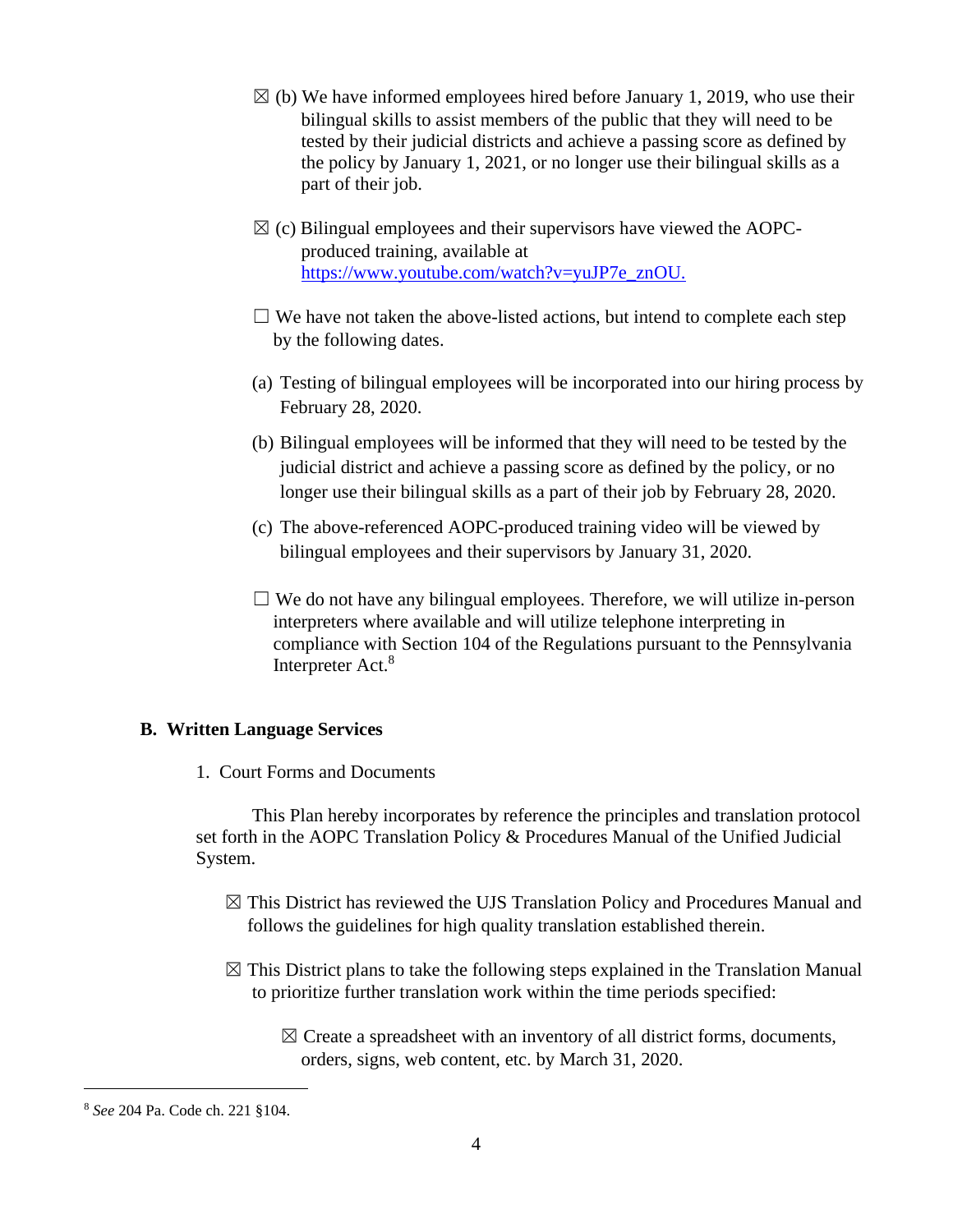☒ (b) We have informed employees hired before January 1, 2019, who use their bilingual skills to assist members of the public that they will need to be tested by their judicial districts and achieve a passing score as defined by the policy by January 1, 2021, or no longer use their bilingual skills as a part of their job.

☒ (c) Bilingual employees and their supervisors have viewed the AOPC-produced training, available at https://www.youtube.com/watch?v=yuJP7e_znOU.

☐ We have not taken the above-listed actions, but intend to complete each step by the following dates.

(a) Testing of bilingual employees will be incorporated into our hiring process by February 28, 2020.

(b) Bilingual employees will be informed that they will need to be tested by the judicial district and achieve a passing score as defined by the policy, or no longer use their bilingual skills as a part of their job by February 28, 2020.

(c) The above-referenced AOPC-produced training video will be viewed by bilingual employees and their supervisors by January 31, 2020.

☐ We do not have any bilingual employees. Therefore, we will utilize in-person interpreters where available and will utilize telephone interpreting in compliance with Section 104 of the Regulations pursuant to the Pennsylvania Interpreter Act.[8]

## B. Written Language Services

1. Court Forms and Documents

This Plan hereby incorporates by reference the principles and translation protocol set forth in the AOPC Translation Policy & Procedures Manual of the Unified Judicial System.

☒ This District has reviewed the UJS Translation Policy and Procedures Manual and follows the guidelines for high quality translation established therein.

☒ This District plans to take the following steps explained in the Translation Manual to prioritize further translation work within the time periods specified:

☒ Create a spreadsheet with an inventory of all district forms, documents, orders, signs, web content, etc. by March 31, 2020.

---

[8] *See* 204 Pa. Code ch. 221 §104.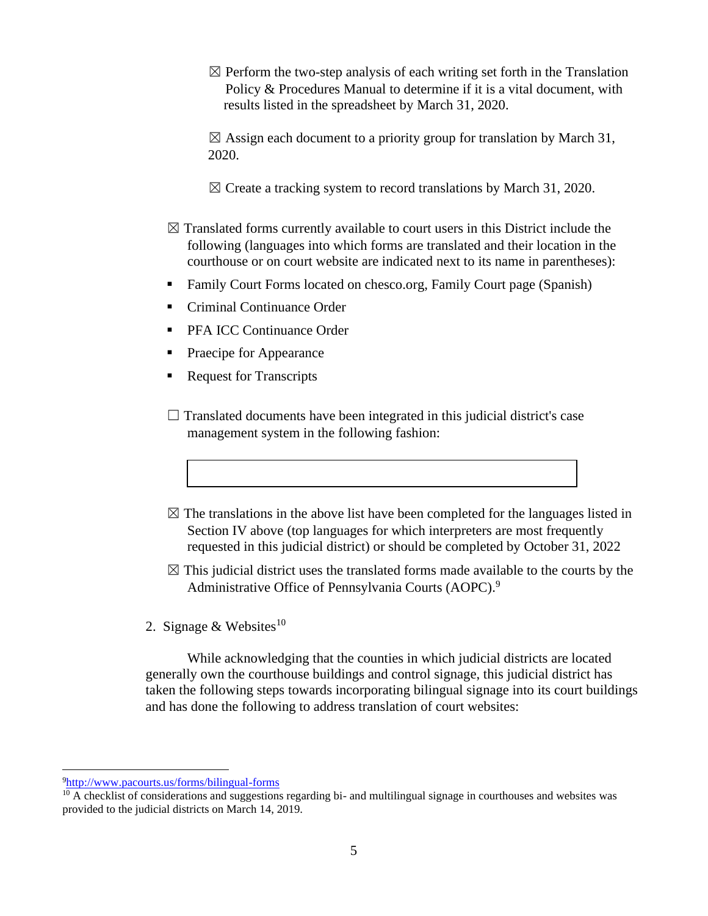☒ Perform the two-step analysis of each writing set forth in the Translation Policy & Procedures Manual to determine if it is a vital document, with results listed in the spreadsheet by March 31, 2020.

☒ Assign each document to a priority group for translation by March 31, 2020.

☒ Create a tracking system to record translations by March 31, 2020.

☒ Translated forms currently available to court users in this District include the following (languages into which forms are translated and their location in the courthouse or on court website are indicated next to its name in parentheses):

- Family Court Forms located on chesco.org, Family Court page (Spanish)
- Criminal Continuance Order
- PFA ICC Continuance Order
- Praecipe for Appearance
- Request for Transcripts

☐ Translated documents have been integrated in this judicial district's case management system in the following fashion:

| |
|---|
| |

☒ The translations in the above list have been completed for the languages listed in Section IV above (top languages for which interpreters are most frequently requested in this judicial district) or should be completed by October 31, 2022

☒ This judicial district uses the translated forms made available to the courts by the Administrative Office of Pennsylvania Courts (AOPC).[9]

2. Signage & Websites[10]

While acknowledging that the counties in which judicial districts are located generally own the courthouse buildings and control signage, this judicial district has taken the following steps towards incorporating bilingual signage into its court buildings and has done the following to address translation of court websites:

---

[9] http://www.pacourts.us/forms/bilingual-forms

[10] A checklist of considerations and suggestions regarding bi- and multilingual signage in courthouses and websites was provided to the judicial districts on March 14, 2019.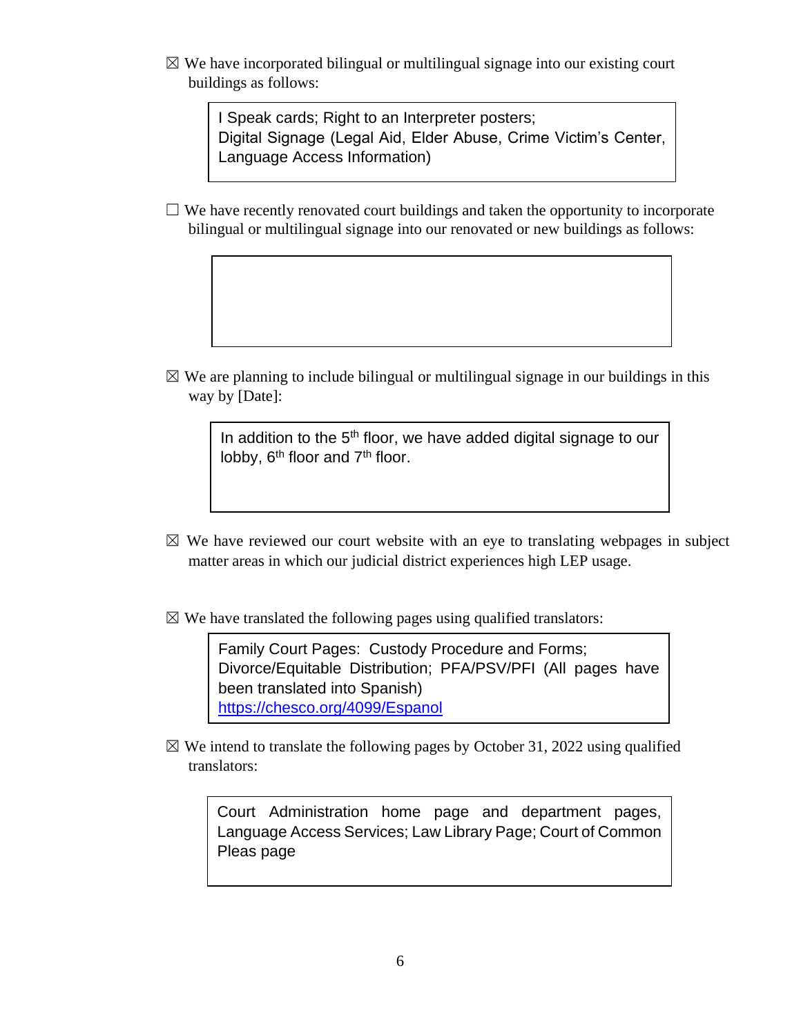☒ We have incorporated bilingual or multilingual signage into our existing court buildings as follows:

> I Speak cards; Right to an Interpreter posters;
> Digital Signage (Legal Aid, Elder Abuse, Crime Victim's Center, Language Access Information)

☐ We have recently renovated court buildings and taken the opportunity to incorporate bilingual or multilingual signage into our renovated or new buildings as follows:

☒ We are planning to include bilingual or multilingual signage in our buildings in this way by [Date]:

> In addition to the 5th floor, we have added digital signage to our lobby, 6th floor and 7th floor.

☒ We have reviewed our court website with an eye to translating webpages in subject matter areas in which our judicial district experiences high LEP usage.

☒ We have translated the following pages using qualified translators:

> Family Court Pages: Custody Procedure and Forms; Divorce/Equitable Distribution; PFA/PSV/PFI (All pages have been translated into Spanish)
> https://chesco.org/4099/Espanol

☒ We intend to translate the following pages by October 31, 2022 using qualified translators:

> Court Administration home page and department pages, Language Access Services; Law Library Page; Court of Common Pleas page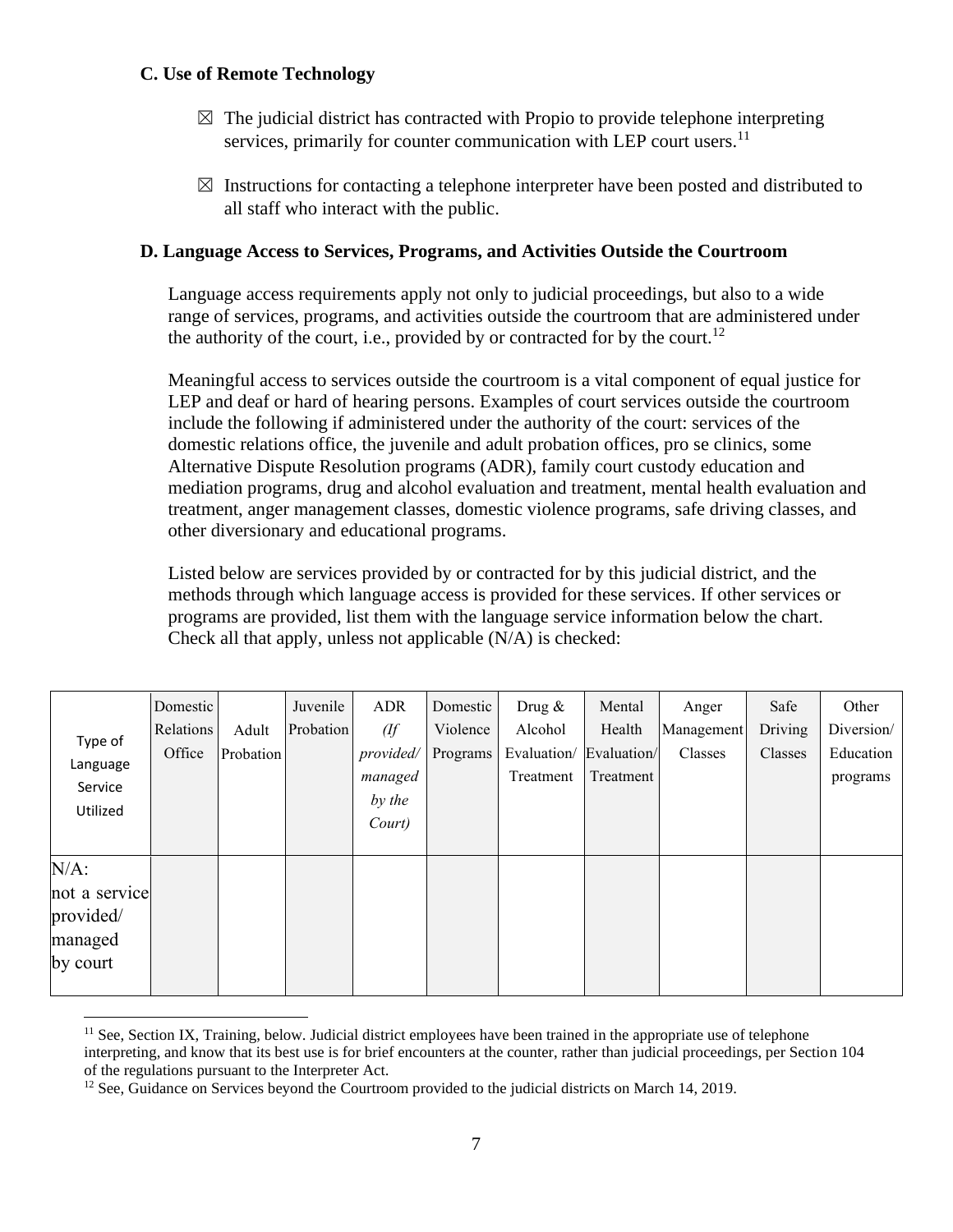### C. Use of Remote Technology

☒ The judicial district has contracted with Propio to provide telephone interpreting services, primarily for counter communication with LEP court users.[11]

☒ Instructions for contacting a telephone interpreter have been posted and distributed to all staff who interact with the public.

### D. Language Access to Services, Programs, and Activities Outside the Courtroom

Language access requirements apply not only to judicial proceedings, but also to a wide range of services, programs, and activities outside the courtroom that are administered under the authority of the court, i.e., provided by or contracted for by the court.[12]

Meaningful access to services outside the courtroom is a vital component of equal justice for LEP and deaf or hard of hearing persons. Examples of court services outside the courtroom include the following if administered under the authority of the court: services of the domestic relations office, the juvenile and adult probation offices, pro se clinics, some Alternative Dispute Resolution programs (ADR), family court custody education and mediation programs, drug and alcohol evaluation and treatment, mental health evaluation and treatment, anger management classes, domestic violence programs, safe driving classes, and other diversionary and educational programs.

Listed below are services provided by or contracted for by this judicial district, and the methods through which language access is provided for these services. If other services or programs are provided, list them with the language service information below the chart. Check all that apply, unless not applicable (N/A) is checked:

| Type of Language Service Utilized | Domestic Relations Office | Adult Probation | Juvenile Probation | ADR *(If provided/ managed by the Court)* | Domestic Violence Programs | Drug & Alcohol Evaluation/ Treatment | Mental Health Evaluation/ Treatment | Anger Management Classes | Safe Driving Classes | Other Diversion/ Education programs |
|---|---|---|---|---|---|---|---|---|---|---|
| N/A: not a service provided/ managed by court | | | | | | | | | | |

[11] See, Section IX, Training, below. Judicial district employees have been trained in the appropriate use of telephone interpreting, and know that its best use is for brief encounters at the counter, rather than judicial proceedings, per Section 104 of the regulations pursuant to the Interpreter Act.

[12] See, Guidance on Services beyond the Courtroom provided to the judicial districts on March 14, 2019.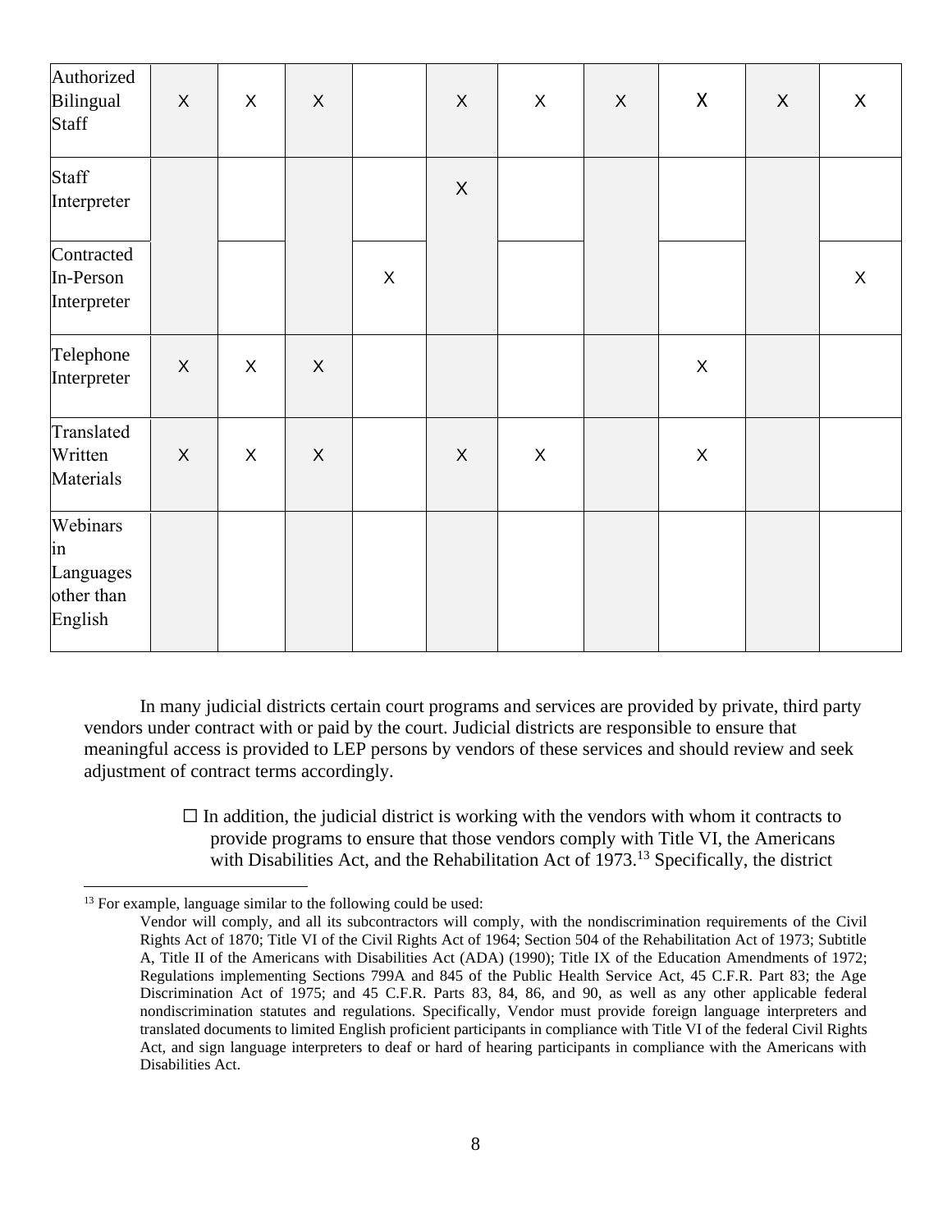| | | | | | | | | | | |
|---|---|---|---|---|---|---|---|---|---|---|
| Authorized Bilingual Staff | X | X | X | | X | X | X | X | X | X |
| Staff Interpreter | | | | | X | | | | | |
| Contracted In-Person Interpreter | | | | X | | | | | | X |
| Telephone Interpreter | X | X | X | | | | | X | | |
| Translated Written Materials | X | X | X | | X | X | | X | | |
| Webinars in Languages other than English | | | | | | | | | | |

In many judicial districts certain court programs and services are provided by private, third party vendors under contract with or paid by the court. Judicial districts are responsible to ensure that meaningful access is provided to LEP persons by vendors of these services and should review and seek adjustment of contract terms accordingly.

☐ In addition, the judicial district is working with the vendors with whom it contracts to provide programs to ensure that those vendors comply with Title VI, the Americans with Disabilities Act, and the Rehabilitation Act of 1973.[13] Specifically, the district

[13] For example, language similar to the following could be used:

Vendor will comply, and all its subcontractors will comply, with the nondiscrimination requirements of the Civil Rights Act of 1870; Title VI of the Civil Rights Act of 1964; Section 504 of the Rehabilitation Act of 1973; Subtitle A, Title II of the Americans with Disabilities Act (ADA) (1990); Title IX of the Education Amendments of 1972; Regulations implementing Sections 799A and 845 of the Public Health Service Act, 45 C.F.R. Part 83; the Age Discrimination Act of 1975; and 45 C.F.R. Parts 83, 84, 86, and 90, as well as any other applicable federal nondiscrimination statutes and regulations. Specifically, Vendor must provide foreign language interpreters and translated documents to limited English proficient participants in compliance with Title VI of the federal Civil Rights Act, and sign language interpreters to deaf or hard of hearing participants in compliance with the Americans with Disabilities Act.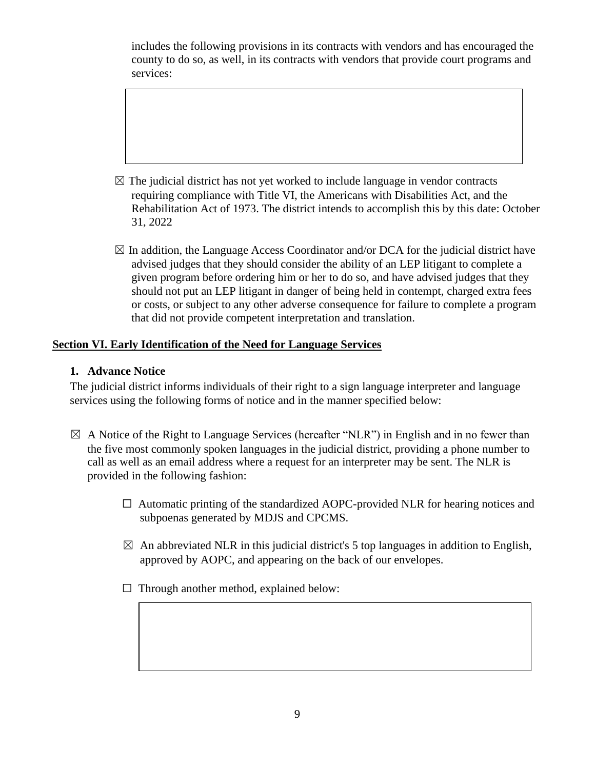includes the following provisions in its contracts with vendors and has encouraged the county to do so, as well, in its contracts with vendors that provide court programs and services:

☒ The judicial district has not yet worked to include language in vendor contracts requiring compliance with Title VI, the Americans with Disabilities Act, and the Rehabilitation Act of 1973. The district intends to accomplish this by this date: October 31, 2022

☒ In addition, the Language Access Coordinator and/or DCA for the judicial district have advised judges that they should consider the ability of an LEP litigant to complete a given program before ordering him or her to do so, and have advised judges that they should not put an LEP litigant in danger of being held in contempt, charged extra fees or costs, or subject to any other adverse consequence for failure to complete a program that did not provide competent interpretation and translation.

## Section VI. Early Identification of the Need for Language Services

### 1. Advance Notice

The judicial district informs individuals of their right to a sign language interpreter and language services using the following forms of notice and in the manner specified below:

☒ A Notice of the Right to Language Services (hereafter "NLR") in English and in no fewer than the five most commonly spoken languages in the judicial district, providing a phone number to call as well as an email address where a request for an interpreter may be sent. The NLR is provided in the following fashion:

- ☐ Automatic printing of the standardized AOPC-provided NLR for hearing notices and subpoenas generated by MDJS and CPCMS.
- ☒ An abbreviated NLR in this judicial district's 5 top languages in addition to English, approved by AOPC, and appearing on the back of our envelopes.
- ☐ Through another method, explained below: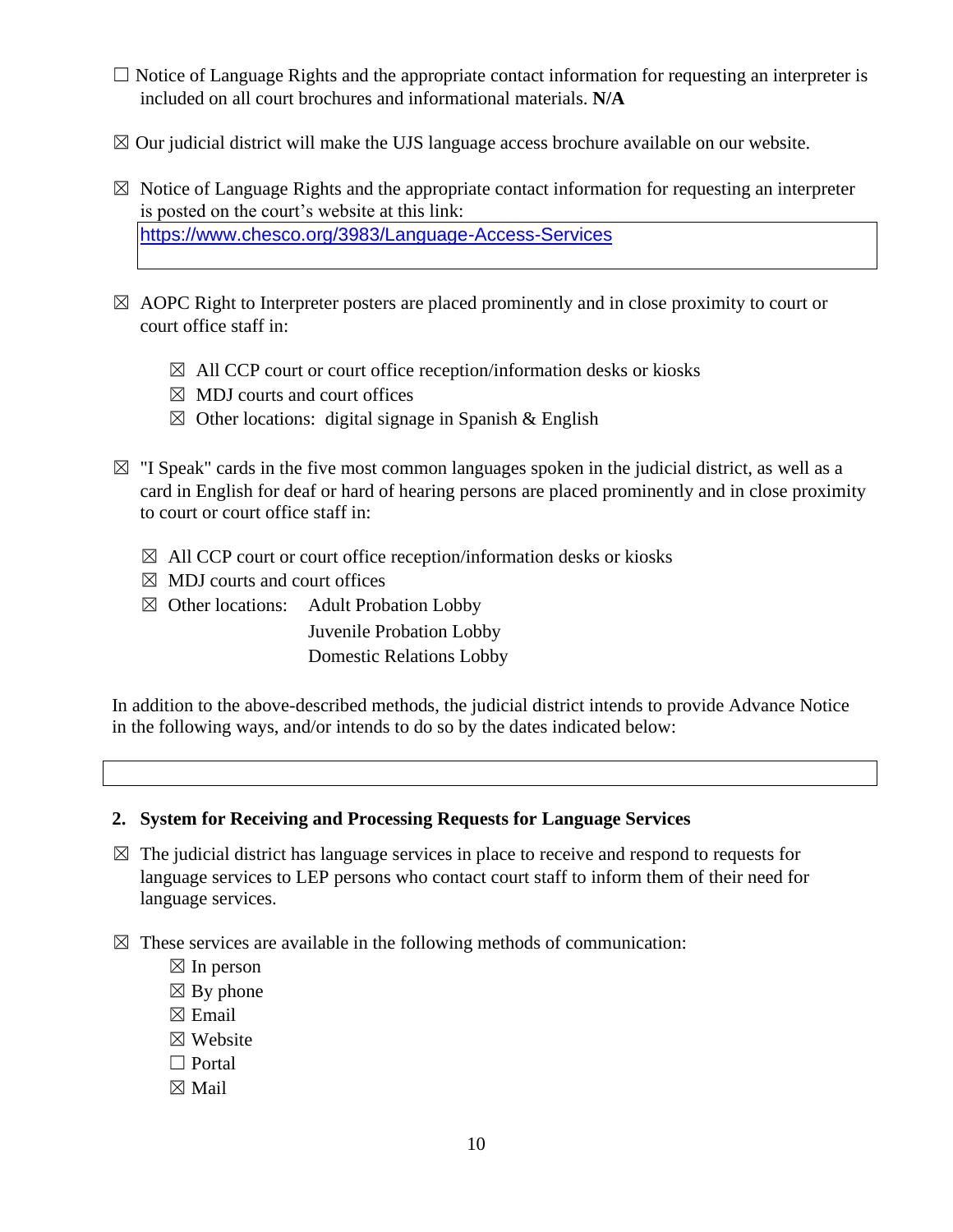☐ Notice of Language Rights and the appropriate contact information for requesting an interpreter is included on all court brochures and informational materials. **N/A**

☒ Our judicial district will make the UJS language access brochure available on our website.

☒ Notice of Language Rights and the appropriate contact information for requesting an interpreter is posted on the court's website at this link:

https://www.chesco.org/3983/Language-Access-Services

☒ AOPC Right to Interpreter posters are placed prominently and in close proximity to court or court office staff in:

- ☒ All CCP court or court office reception/information desks or kiosks
- ☒ MDJ courts and court offices
- ☒ Other locations: digital signage in Spanish & English

☒ "I Speak" cards in the five most common languages spoken in the judicial district, as well as a card in English for deaf or hard of hearing persons are placed prominently and in close proximity to court or court office staff in:

- ☒ All CCP court or court office reception/information desks or kiosks
- ☒ MDJ courts and court offices
- ☒ Other locations: Adult Probation Lobby
  Juvenile Probation Lobby
  Domestic Relations Lobby

In addition to the above-described methods, the judicial district intends to provide Advance Notice in the following ways, and/or intends to do so by the dates indicated below:

## 2. System for Receiving and Processing Requests for Language Services

☒ The judicial district has language services in place to receive and respond to requests for language services to LEP persons who contact court staff to inform them of their need for language services.

☒ These services are available in the following methods of communication:

- ☒ In person
- ☒ By phone
- ☒ Email
- ☒ Website
- ☐ Portal
- ☒ Mail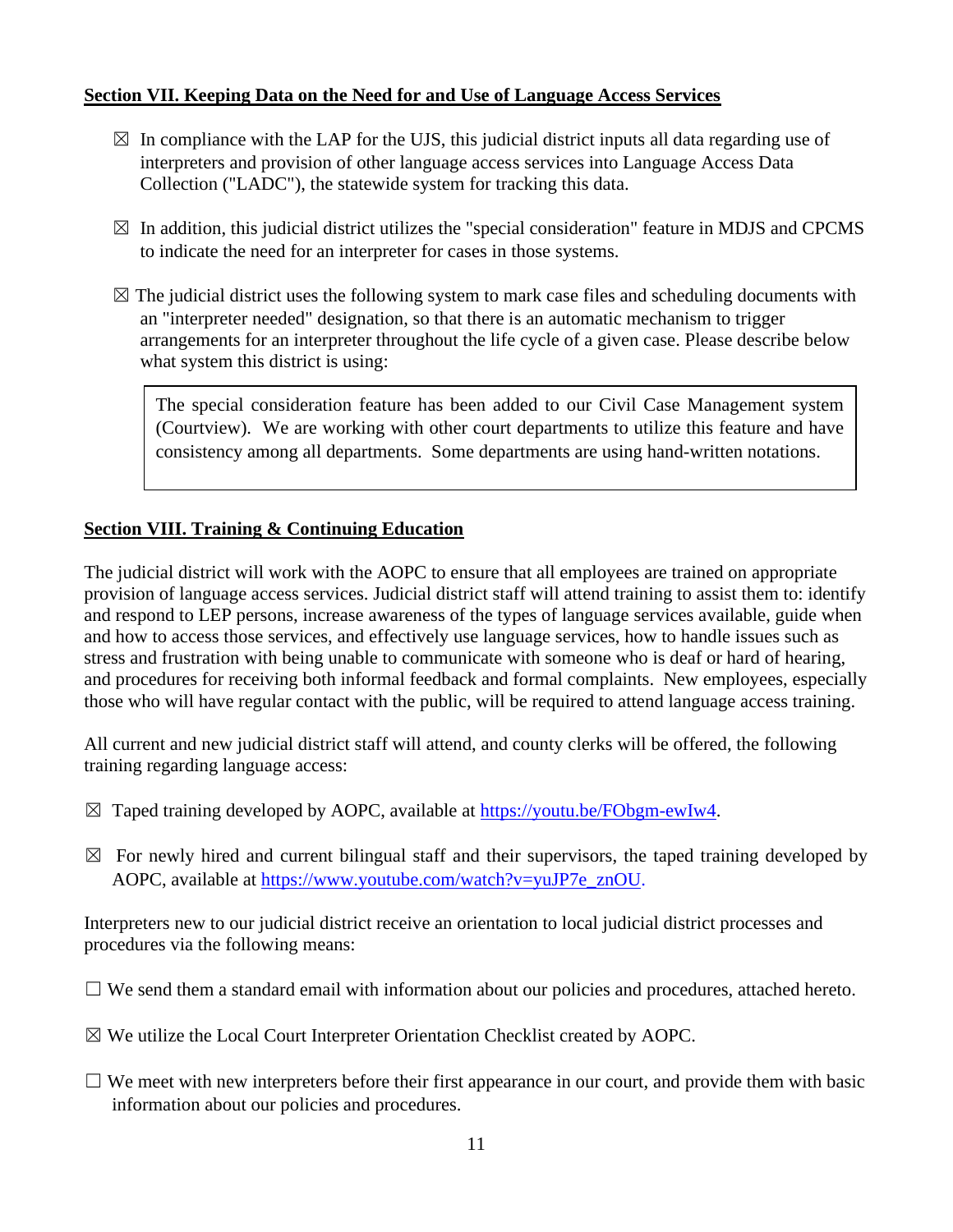**Section VII. Keeping Data on the Need for and Use of Language Access Services**

☒ In compliance with the LAP for the UJS, this judicial district inputs all data regarding use of interpreters and provision of other language access services into Language Access Data Collection ("LADC"), the statewide system for tracking this data.

☒ In addition, this judicial district utilizes the "special consideration" feature in MDJS and CPCMS to indicate the need for an interpreter for cases in those systems.

☒ The judicial district uses the following system to mark case files and scheduling documents with an "interpreter needed" designation, so that there is an automatic mechanism to trigger arrangements for an interpreter throughout the life cycle of a given case. Please describe below what system this district is using:

> The special consideration feature has been added to our Civil Case Management system (Courtview). We are working with other court departments to utilize this feature and have consistency among all departments. Some departments are using hand-written notations.

**Section VIII. Training & Continuing Education**

The judicial district will work with the AOPC to ensure that all employees are trained on appropriate provision of language access services. Judicial district staff will attend training to assist them to: identify and respond to LEP persons, increase awareness of the types of language services available, guide when and how to access those services, and effectively use language services, how to handle issues such as stress and frustration with being unable to communicate with someone who is deaf or hard of hearing, and procedures for receiving both informal feedback and formal complaints. New employees, especially those who will have regular contact with the public, will be required to attend language access training.

All current and new judicial district staff will attend, and county clerks will be offered, the following training regarding language access:

☒ Taped training developed by AOPC, available at https://youtu.be/FObgm-ewIw4.

☒ For newly hired and current bilingual staff and their supervisors, the taped training developed by AOPC, available at https://www.youtube.com/watch?v=yuJP7e_znOU.

Interpreters new to our judicial district receive an orientation to local judicial district processes and procedures via the following means:

☐ We send them a standard email with information about our policies and procedures, attached hereto.

☒ We utilize the Local Court Interpreter Orientation Checklist created by AOPC.

☐ We meet with new interpreters before their first appearance in our court, and provide them with basic information about our policies and procedures.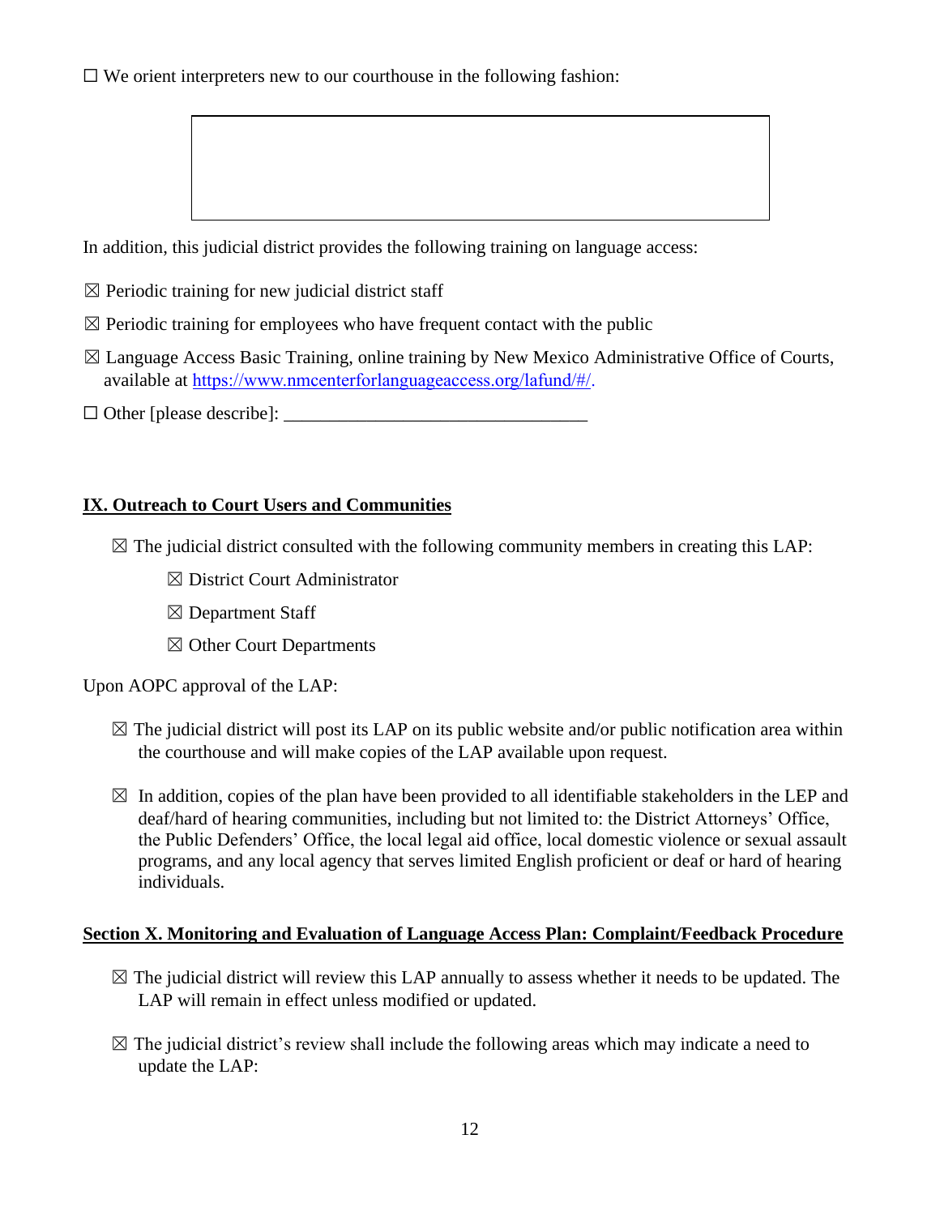☐ We orient interpreters new to our courthouse in the following fashion:

|   |
|---|
|   |

In addition, this judicial district provides the following training on language access:

☒ Periodic training for new judicial district staff

☒ Periodic training for employees who have frequent contact with the public

☒ Language Access Basic Training, online training by New Mexico Administrative Office of Courts, available at [https://www.nmcenterforlanguageaccess.org/lafund/#/](https://www.nmcenterforlanguageaccess.org/lafund/#/).

☐ Other [please describe]: ________________________________

## IX. Outreach to Court Users and Communities

☒ The judicial district consulted with the following community members in creating this LAP:

- ☒ District Court Administrator
- ☒ Department Staff
- ☒ Other Court Departments

Upon AOPC approval of the LAP:

☒ The judicial district will post its LAP on its public website and/or public notification area within the courthouse and will make copies of the LAP available upon request.

☒ In addition, copies of the plan have been provided to all identifiable stakeholders in the LEP and deaf/hard of hearing communities, including but not limited to: the District Attorneys' Office, the Public Defenders' Office, the local legal aid office, local domestic violence or sexual assault programs, and any local agency that serves limited English proficient or deaf or hard of hearing individuals.

## Section X. Monitoring and Evaluation of Language Access Plan: Complaint/Feedback Procedure

☒ The judicial district will review this LAP annually to assess whether it needs to be updated. The LAP will remain in effect unless modified or updated.

☒ The judicial district's review shall include the following areas which may indicate a need to update the LAP: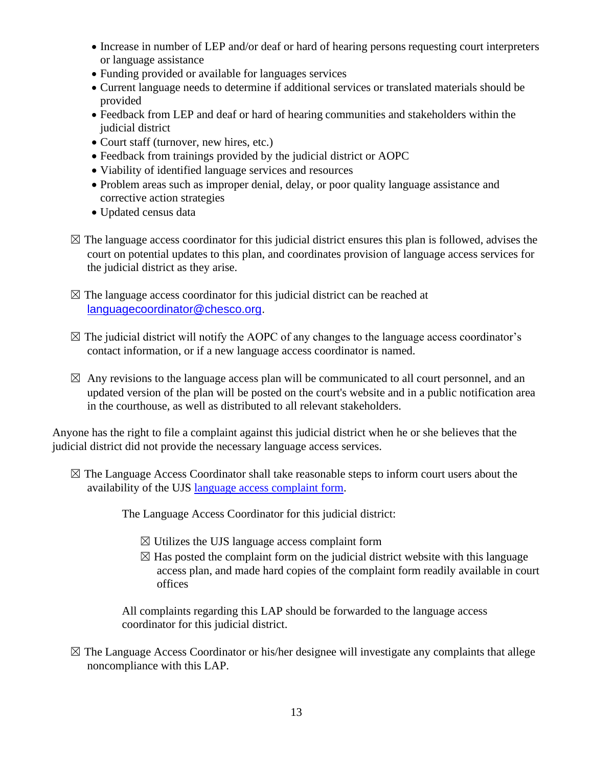- Increase in number of LEP and/or deaf or hard of hearing persons requesting court interpreters or language assistance
- Funding provided or available for languages services
- Current language needs to determine if additional services or translated materials should be provided
- Feedback from LEP and deaf or hard of hearing communities and stakeholders within the judicial district
- Court staff (turnover, new hires, etc.)
- Feedback from trainings provided by the judicial district or AOPC
- Viability of identified language services and resources
- Problem areas such as improper denial, delay, or poor quality language assistance and corrective action strategies
- Updated census data

☒ The language access coordinator for this judicial district ensures this plan is followed, advises the court on potential updates to this plan, and coordinates provision of language access services for the judicial district as they arise.

☒ The language access coordinator for this judicial district can be reached at languagecoordinator@chesco.org.

☒ The judicial district will notify the AOPC of any changes to the language access coordinator's contact information, or if a new language access coordinator is named.

☒ Any revisions to the language access plan will be communicated to all court personnel, and an updated version of the plan will be posted on the court's website and in a public notification area in the courthouse, as well as distributed to all relevant stakeholders.

Anyone has the right to file a complaint against this judicial district when he or she believes that the judicial district did not provide the necessary language access services.

☒ The Language Access Coordinator shall take reasonable steps to inform court users about the availability of the UJS language access complaint form.

The Language Access Coordinator for this judicial district:

☒ Utilizes the UJS language access complaint form

☒ Has posted the complaint form on the judicial district website with this language access plan, and made hard copies of the complaint form readily available in court offices

All complaints regarding this LAP should be forwarded to the language access coordinator for this judicial district.

☒ The Language Access Coordinator or his/her designee will investigate any complaints that allege noncompliance with this LAP.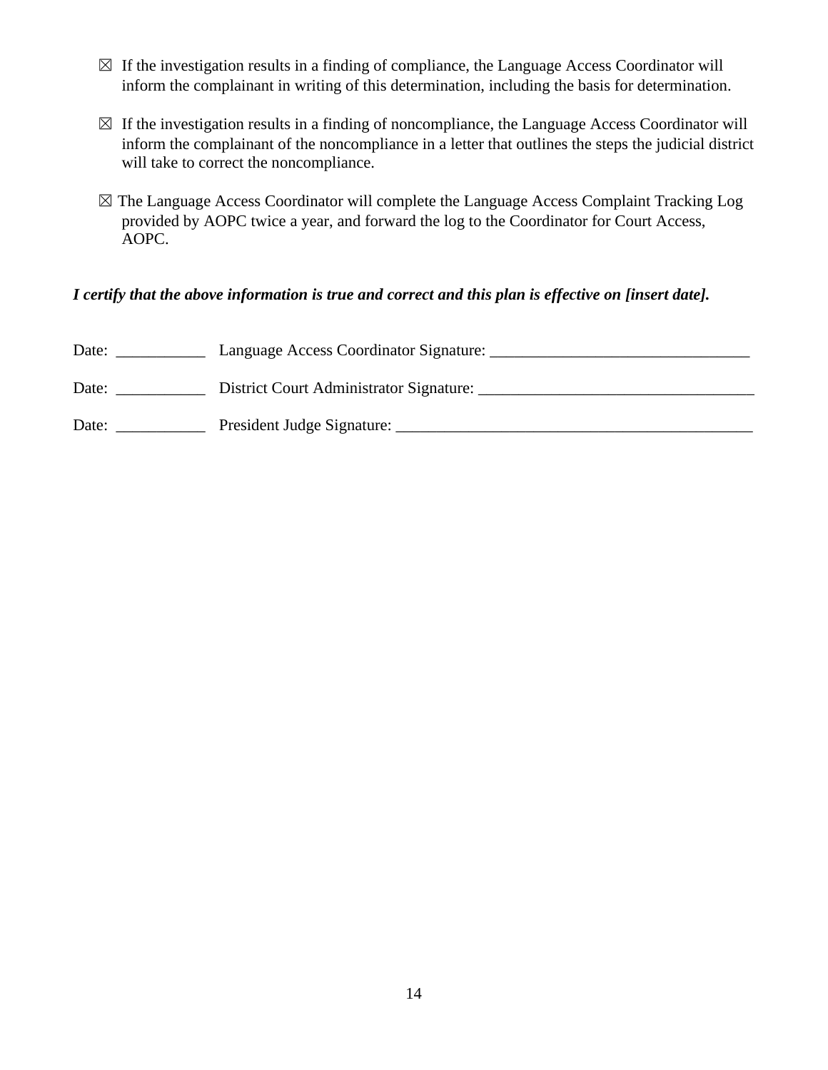☒ If the investigation results in a finding of compliance, the Language Access Coordinator will inform the complainant in writing of this determination, including the basis for determination.

☒ If the investigation results in a finding of noncompliance, the Language Access Coordinator will inform the complainant of the noncompliance in a letter that outlines the steps the judicial district will take to correct the noncompliance.

☒ The Language Access Coordinator will complete the Language Access Complaint Tracking Log provided by AOPC twice a year, and forward the log to the Coordinator for Court Access, AOPC.

***I certify that the above information is true and correct and this plan is effective on [insert date].***

Date: ___________ Language Access Coordinator Signature: ________________________________

Date: ___________ District Court Administrator Signature: __________________________________

Date: ___________ President Judge Signature: _____________________________________________